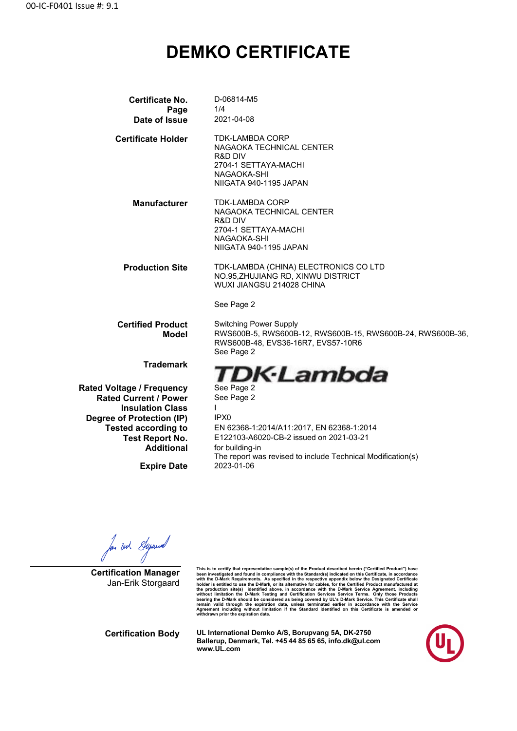00-IC-F0401 Issue #: 9.1

# DEMKO CERTIFICATE

| | |
|---|---|
| **Certificate No.** | D-06814-M5 |
| **Page** | 1/4 |
| **Date of Issue** | 2021-04-08 |
| **Certificate Holder** | TDK-LAMBDA CORP<br>NAGAOKA TECHNICAL CENTER<br>R&D DIV<br>2704-1 SETTAYA-MACHI<br>NAGAOKA-SHI<br>NIIGATA 940-1195 JAPAN |
| **Manufacturer** | TDK-LAMBDA CORP<br>NAGAOKA TECHNICAL CENTER<br>R&D DIV<br>2704-1 SETTAYA-MACHI<br>NAGAOKA-SHI<br>NIIGATA 940-1195 JAPAN |
| **Production Site** | TDK-LAMBDA (CHINA) ELECTRONICS CO LTD<br>NO.95,ZHUJIANG RD, XINWU DISTRICT<br>WUXI JIANGSU 214028 CHINA<br><br>See Page 2 |
| **Certified Product** | Switching Power Supply |
| **Model** | RWS600B-5, RWS600B-12, RWS600B-15, RWS600B-24, RWS600B-36, RWS600B-48, EVS36-16R7, EVS57-10R6<br>See Page 2 |
| **Trademark** | TDK·Lambda |
| **Rated Voltage / Frequency** | See Page 2 |
| **Rated Current / Power** | See Page 2 |
| **Insulation Class** | I |
| **Degree of Protection (IP)** | IPX0 |
| **Tested according to** | EN 62368-1:2014/A11:2017, EN 62368-1:2014 |
| **Test Report No.** | E122103-A6020-CB-2 issued on 2021-03-21 |
| **Additional** | for building-in<br>The report was revised to include Technical Modification(s) |
| **Expire Date** | 2023-01-06 |

**Certification Manager**
Jan-Erik Storgaard

This is to certify that representative sample(s) of the Product described herein ("Certified Product") have been investigated and found in compliance with the Standard(s) indicated on this Certificate, in accordance with the D-Mark Requirements. As specified in the respective appendix below the Designated Certificate holder is entitled to use the D-Mark, or its alternative for cables, for the Certified Product manufactured at the production site(s) identified above, in accordance with the D-Mark Service Agreement, including without limitation the D-Mark Testing and Certification Services Service Terms. Only those Products bearing the D-Mark should be considered as being covered by UL's D-Mark Service. This Certificate shall remain valid through the expiration date, unless terminated earlier in accordance with the Service Agreement including without limitation if the Standard identified on this Certificate is amended or withdrawn prior the expiration date.

**Certification Body**

**UL International Demko A/S, Borupvang 5A, DK-2750 Ballerup, Denmark, Tel. +45 44 85 65 65, info.dk@ul.com www.UL.com**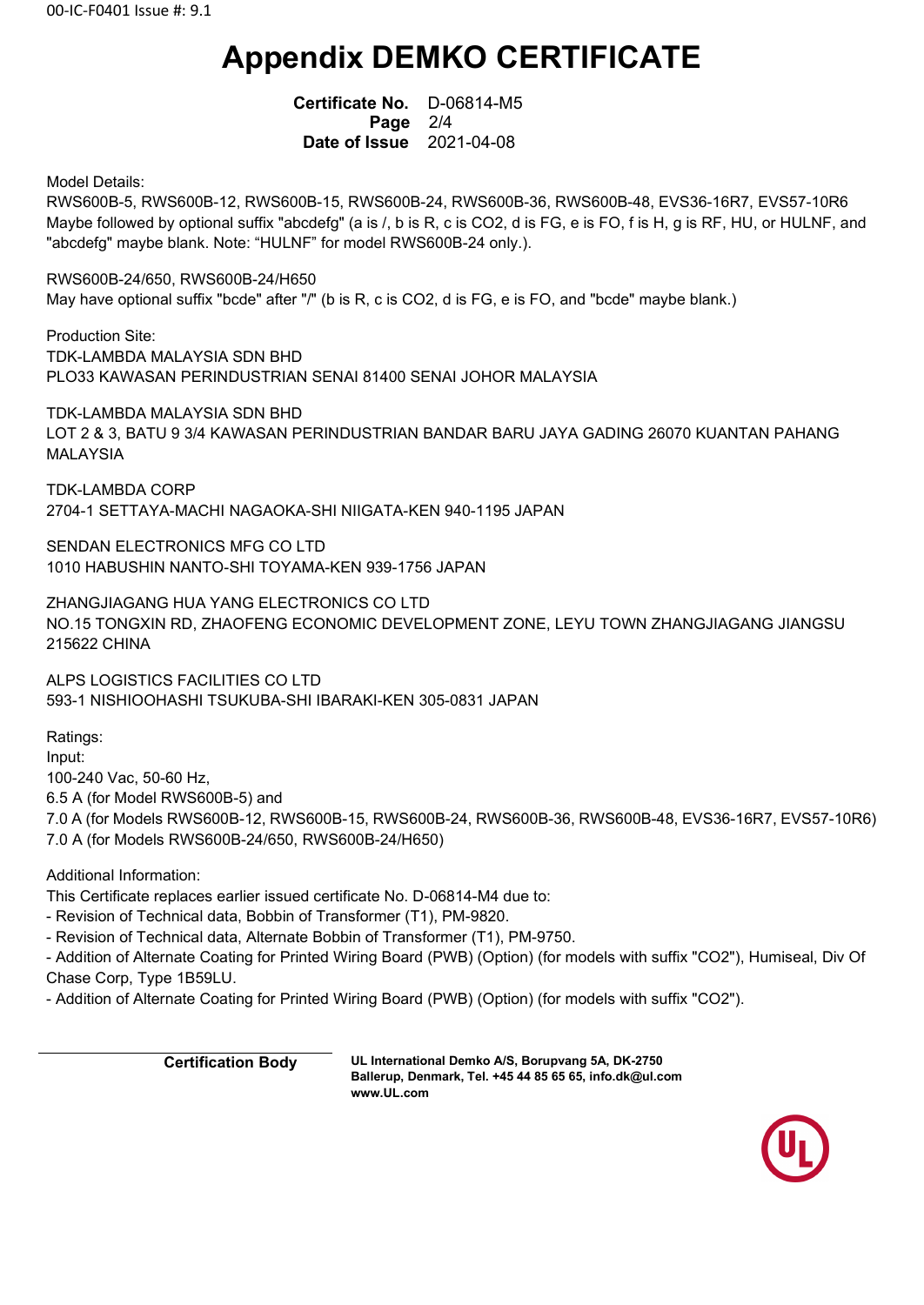# Appendix DEMKO CERTIFICATE

**Certificate No.** D-06814-M5
**Page** 2/4
**Date of Issue** 2021-04-08

Model Details:
RWS600B-5, RWS600B-12, RWS600B-15, RWS600B-24, RWS600B-36, RWS600B-48, EVS36-16R7, EVS57-10R6
Maybe followed by optional suffix "abcdefg" (a is /, b is R, c is CO2, d is FG, e is FO, f is H, g is RF, HU, or HULNF, and "abcdefg" maybe blank. Note: “HULNF” for model RWS600B-24 only.).

RWS600B-24/650, RWS600B-24/H650
May have optional suffix "bcde" after "/" (b is R, c is CO2, d is FG, e is FO, and "bcde" maybe blank.)

Production Site:
TDK-LAMBDA MALAYSIA SDN BHD
PLO33 KAWASAN PERINDUSTRIAN SENAI 81400 SENAI JOHOR MALAYSIA

TDK-LAMBDA MALAYSIA SDN BHD
LOT 2 & 3, BATU 9 3/4 KAWASAN PERINDUSTRIAN BANDAR BARU JAYA GADING 26070 KUANTAN PAHANG MALAYSIA

TDK-LAMBDA CORP
2704-1 SETTAYA-MACHI NAGAOKA-SHI NIIGATA-KEN 940-1195 JAPAN

SENDAN ELECTRONICS MFG CO LTD
1010 HABUSHIN NANTO-SHI TOYAMA-KEN 939-1756 JAPAN

ZHANGJIAGANG HUA YANG ELECTRONICS CO LTD
NO.15 TONGXIN RD, ZHAOFENG ECONOMIC DEVELOPMENT ZONE, LEYU TOWN ZHANGJIAGANG JIANGSU 215622 CHINA

ALPS LOGISTICS FACILITIES CO LTD
593-1 NISHIOOHASHI TSUKUBA-SHI IBARAKI-KEN 305-0831 JAPAN

Ratings:
Input:
100-240 Vac, 50-60 Hz,
6.5 A (for Model RWS600B-5) and
7.0 A (for Models RWS600B-12, RWS600B-15, RWS600B-24, RWS600B-36, RWS600B-48, EVS36-16R7, EVS57-10R6)
7.0 A (for Models RWS600B-24/650, RWS600B-24/H650)

Additional Information:
This Certificate replaces earlier issued certificate No. D-06814-M4 due to:
- Revision of Technical data, Bobbin of Transformer (T1), PM-9820.
- Revision of Technical data, Alternate Bobbin of Transformer (T1), PM-9750.
- Addition of Alternate Coating for Printed Wiring Board (PWB) (Option) (for models with suffix "CO2"), Humiseal, Div Of Chase Corp, Type 1B59LU.
- Addition of Alternate Coating for Printed Wiring Board (PWB) (Option) (for models with suffix "CO2").

**Certification Body**

**UL International Demko A/S, Borupvang 5A, DK-2750 Ballerup, Denmark, Tel. +45 44 85 65 65, info.dk@ul.com www.UL.com**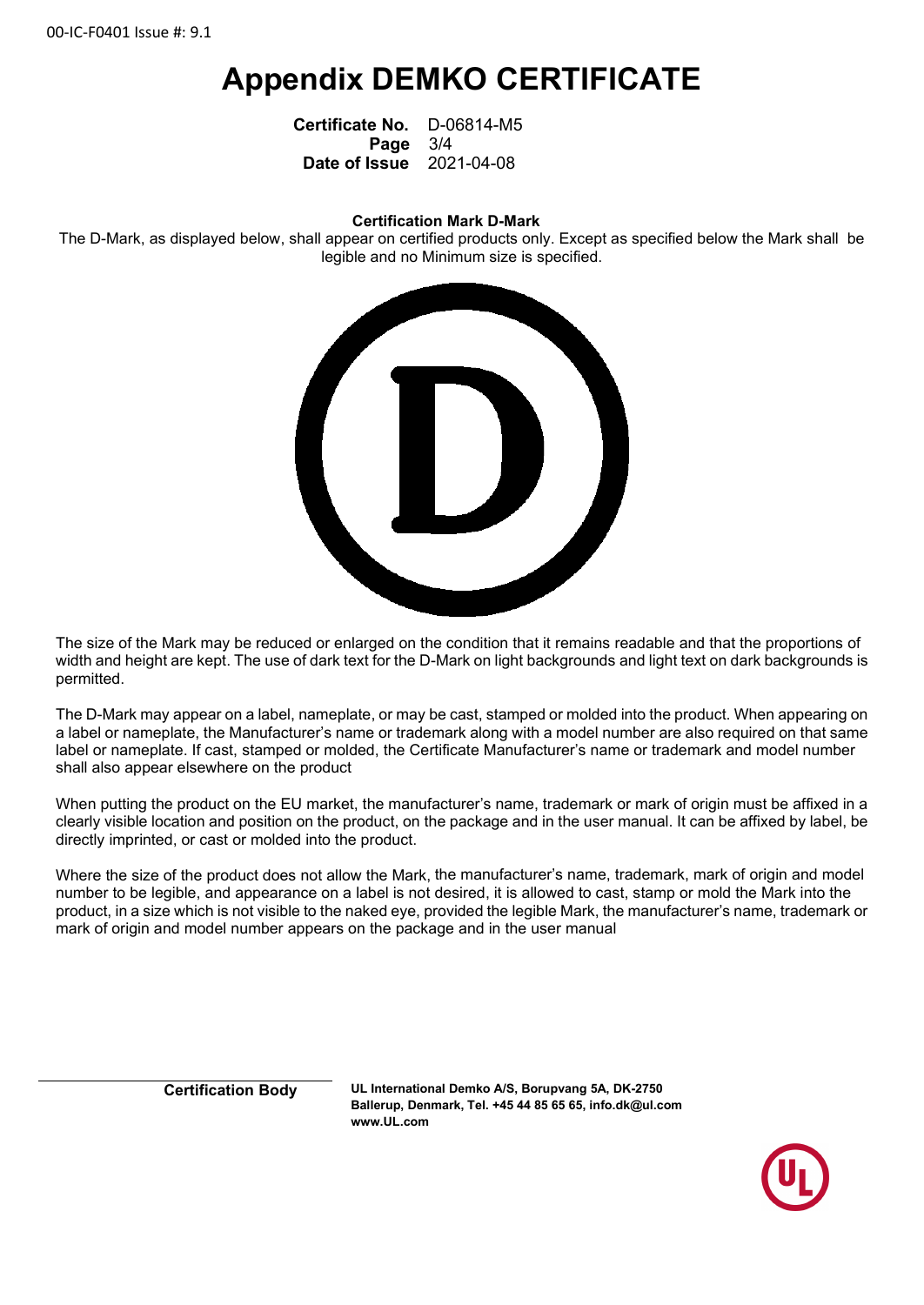00-IC-F0401 Issue #: 9.1

# Appendix DEMKO CERTIFICATE

**Certificate No.** D-06814-M5
**Page** 3/4
**Date of Issue** 2021-04-08

**Certification Mark D-Mark**

The D-Mark, as displayed below, shall appear on certified products only. Except as specified below the Mark shall be legible and no Minimum size is specified.

The size of the Mark may be reduced or enlarged on the condition that it remains readable and that the proportions of width and height are kept. The use of dark text for the D-Mark on light backgrounds and light text on dark backgrounds is permitted.

The D-Mark may appear on a label, nameplate, or may be cast, stamped or molded into the product. When appearing on a label or nameplate, the Manufacturer's name or trademark along with a model number are also required on that same label or nameplate. If cast, stamped or molded, the Certificate Manufacturer's name or trademark and model number shall also appear elsewhere on the product

When putting the product on the EU market, the manufacturer's name, trademark or mark of origin must be affixed in a clearly visible location and position on the product, on the package and in the user manual. It can be affixed by label, be directly imprinted, or cast or molded into the product.

Where the size of the product does not allow the Mark, the manufacturer's name, trademark, mark of origin and model number to be legible, and appearance on a label is not desired, it is allowed to cast, stamp or mold the Mark into the product, in a size which is not visible to the naked eye, provided the legible Mark, the manufacturer's name, trademark or mark of origin and model number appears on the package and in the user manual

**Certification Body** **UL International Demko A/S, Borupvang 5A, DK-2750 Ballerup, Denmark, Tel. +45 44 85 65 65, info.dk@ul.com www.UL.com**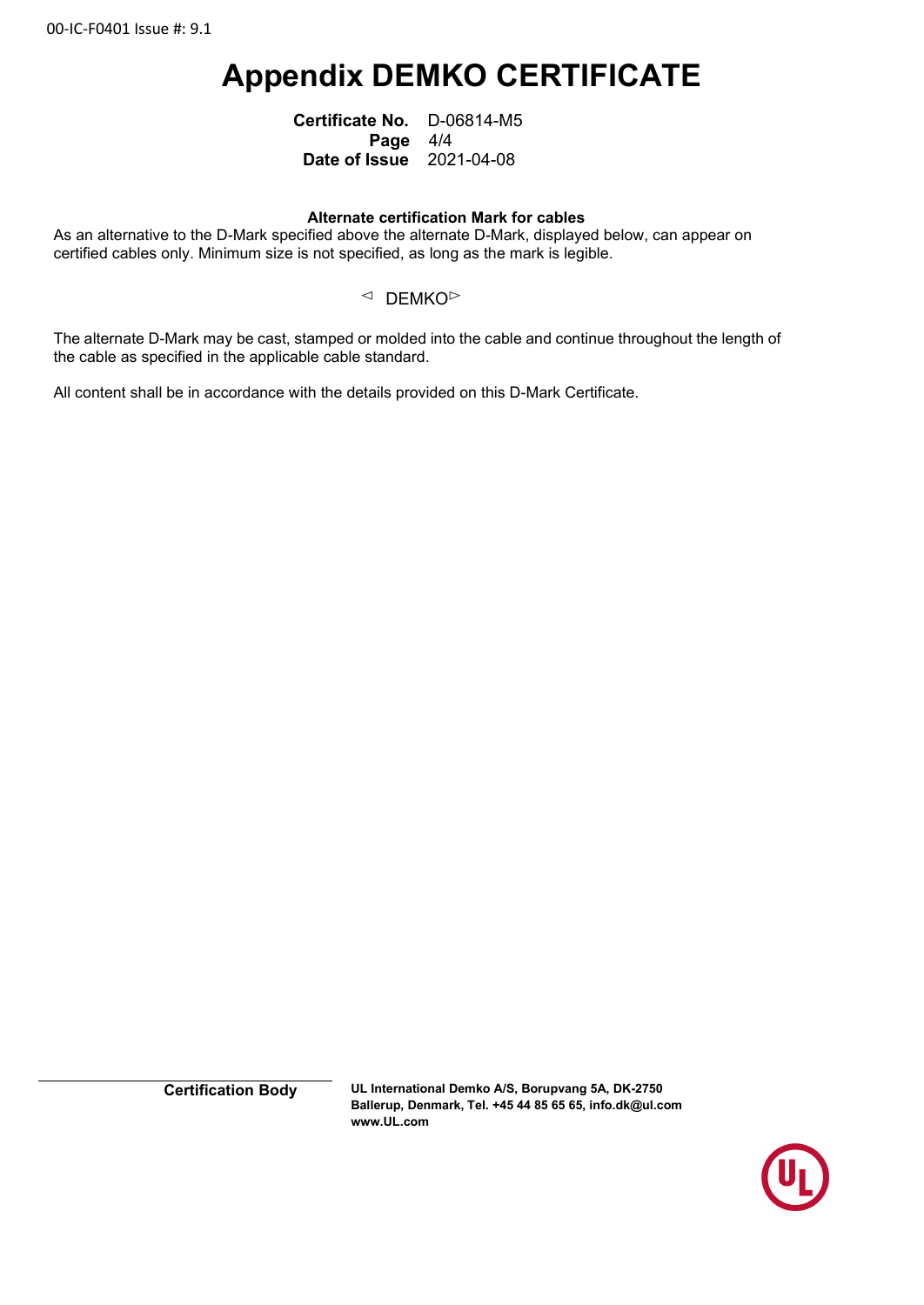# Appendix DEMKO CERTIFICATE

**Certificate No.** D-06814-M5
**Date of Issue** 2021-04-08

**Alternate certification Mark for cables**

As an alternative to the D-Mark specified above the alternate D-Mark, displayed below, can appear on certified cables only. Minimum size is not specified, as long as the mark is legible.

◁ DEMKO▷

The alternate D-Mark may be cast, stamped or molded into the cable and continue throughout the length of the cable as specified in the applicable cable standard.

All content shall be in accordance with the details provided on this D-Mark Certificate.

**Certification Body** **UL International Demko A/S, Borupvang 5A, DK-2750 Ballerup, Denmark, Tel. +45 44 85 65 65, info.dk@ul.com www.UL.com**